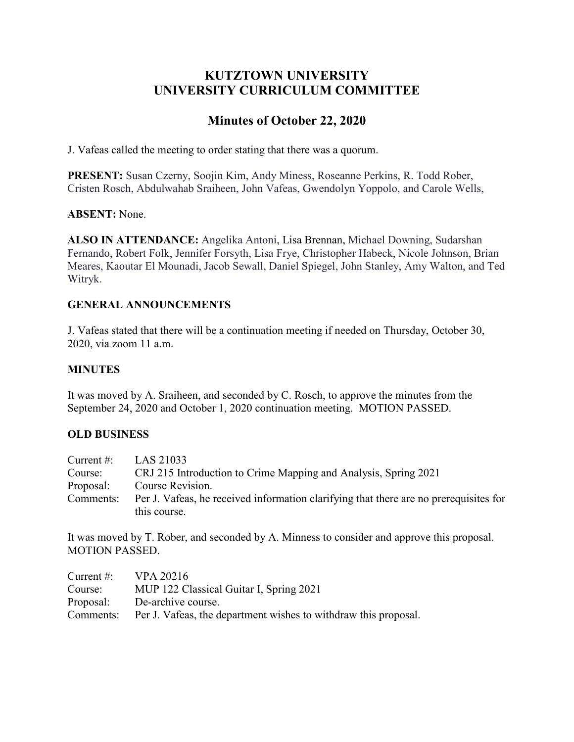# KUTZTOWN UNIVERSITY
# UNIVERSITY CURRICULUM COMMITTEE

## Minutes of October 22, 2020

J. Vafeas called the meeting to order stating that there was a quorum.

**PRESENT:** Susan Czerny, Soojin Kim, Andy Miness, Roseanne Perkins, R. Todd Rober, Cristen Rosch, Abdulwahab Sraiheen, John Vafeas, Gwendolyn Yoppolo, and Carole Wells,

**ABSENT:** None.

**ALSO IN ATTENDANCE:** Angelika Antoni, Lisa Brennan, Michael Downing, Sudarshan Fernando, Robert Folk, Jennifer Forsyth, Lisa Frye, Christopher Habeck, Nicole Johnson, Brian Meares, Kaoutar El Mounadi, Jacob Sewall, Daniel Spiegel, John Stanley, Amy Walton, and Ted Witryk.

### GENERAL ANNOUNCEMENTS

J. Vafeas stated that there will be a continuation meeting if needed on Thursday, October 30, 2020, via zoom 11 a.m.

### MINUTES

It was moved by A. Sraiheen, and seconded by C. Rosch, to approve the minutes from the September 24, 2020 and October 1, 2020 continuation meeting. MOTION PASSED.

### OLD BUSINESS

Current #: LAS 21033
Course: CRJ 215 Introduction to Crime Mapping and Analysis, Spring 2021
Proposal: Course Revision.
Comments: Per J. Vafeas, he received information clarifying that there are no prerequisites for this course.

It was moved by T. Rober, and seconded by A. Minness to consider and approve this proposal. MOTION PASSED.

Current #: VPA 20216
Course: MUP 122 Classical Guitar I, Spring 2021
Proposal: De-archive course.
Comments: Per J. Vafeas, the department wishes to withdraw this proposal.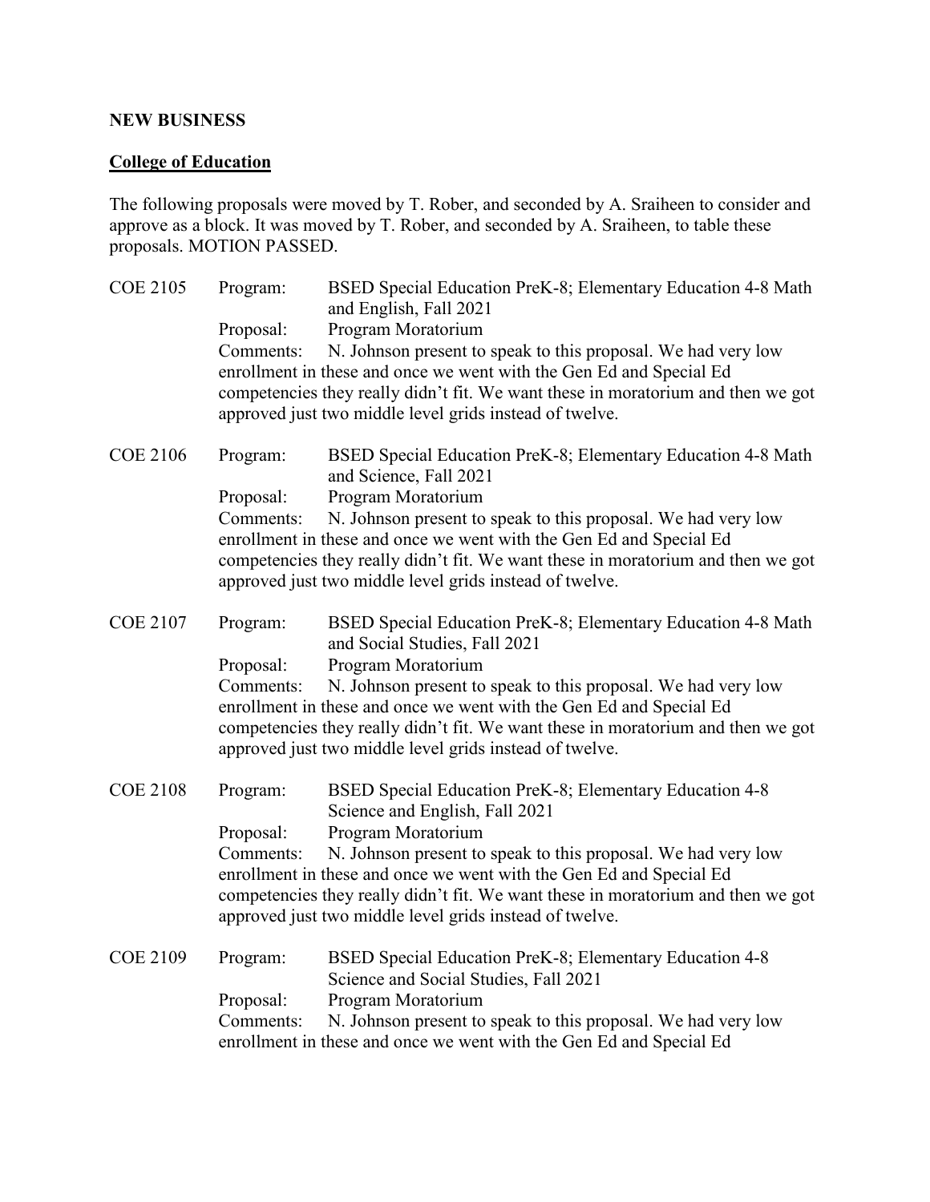**NEW BUSINESS**

**College of Education**

The following proposals were moved by T. Rober, and seconded by A. Sraiheen to consider and approve as a block. It was moved by T. Rober, and seconded by A. Sraiheen, to table these proposals. MOTION PASSED.

COE 2105
Program: BSED Special Education PreK-8; Elementary Education 4-8 Math and English, Fall 2021
Proposal: Program Moratorium
Comments: N. Johnson present to speak to this proposal. We had very low enrollment in these and once we went with the Gen Ed and Special Ed competencies they really didn't fit. We want these in moratorium and then we got approved just two middle level grids instead of twelve.

COE 2106
Program: BSED Special Education PreK-8; Elementary Education 4-8 Math and Science, Fall 2021
Proposal: Program Moratorium
Comments: N. Johnson present to speak to this proposal. We had very low enrollment in these and once we went with the Gen Ed and Special Ed competencies they really didn't fit. We want these in moratorium and then we got approved just two middle level grids instead of twelve.

COE 2107
Program: BSED Special Education PreK-8; Elementary Education 4-8 Math and Social Studies, Fall 2021
Proposal: Program Moratorium
Comments: N. Johnson present to speak to this proposal. We had very low enrollment in these and once we went with the Gen Ed and Special Ed competencies they really didn't fit. We want these in moratorium and then we got approved just two middle level grids instead of twelve.

COE 2108
Program: BSED Special Education PreK-8; Elementary Education 4-8 Science and English, Fall 2021
Proposal: Program Moratorium
Comments: N. Johnson present to speak to this proposal. We had very low enrollment in these and once we went with the Gen Ed and Special Ed competencies they really didn't fit. We want these in moratorium and then we got approved just two middle level grids instead of twelve.

COE 2109
Program: BSED Special Education PreK-8; Elementary Education 4-8 Science and Social Studies, Fall 2021
Proposal: Program Moratorium
Comments: N. Johnson present to speak to this proposal. We had very low enrollment in these and once we went with the Gen Ed and Special Ed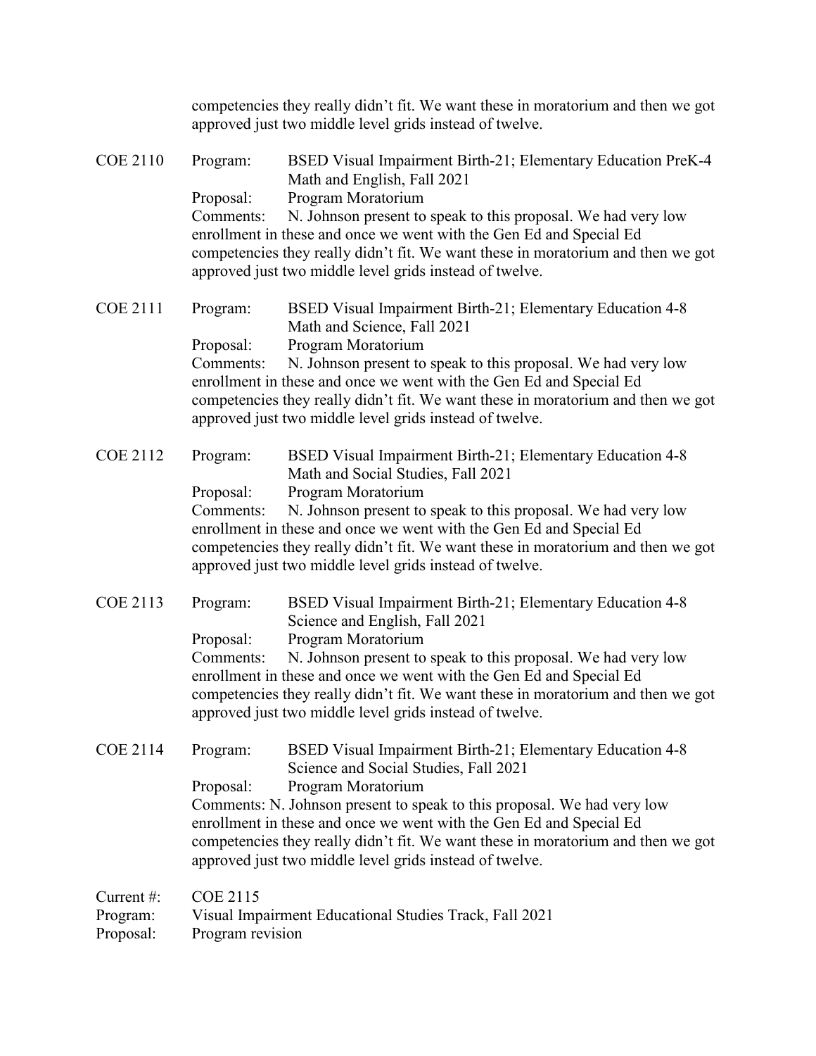competencies they really didn't fit. We want these in moratorium and then we got approved just two middle level grids instead of twelve.

COE 2110 Program: BSED Visual Impairment Birth-21; Elementary Education PreK-4 Math and English, Fall 2021
Proposal: Program Moratorium
Comments: N. Johnson present to speak to this proposal. We had very low enrollment in these and once we went with the Gen Ed and Special Ed competencies they really didn't fit. We want these in moratorium and then we got approved just two middle level grids instead of twelve.

COE 2111 Program: BSED Visual Impairment Birth-21; Elementary Education 4-8 Math and Science, Fall 2021
Proposal: Program Moratorium
Comments: N. Johnson present to speak to this proposal. We had very low enrollment in these and once we went with the Gen Ed and Special Ed competencies they really didn't fit. We want these in moratorium and then we got approved just two middle level grids instead of twelve.

COE 2112 Program: BSED Visual Impairment Birth-21; Elementary Education 4-8 Math and Social Studies, Fall 2021
Proposal: Program Moratorium
Comments: N. Johnson present to speak to this proposal. We had very low enrollment in these and once we went with the Gen Ed and Special Ed competencies they really didn't fit. We want these in moratorium and then we got approved just two middle level grids instead of twelve.

COE 2113 Program: BSED Visual Impairment Birth-21; Elementary Education 4-8 Science and English, Fall 2021
Proposal: Program Moratorium
Comments: N. Johnson present to speak to this proposal. We had very low enrollment in these and once we went with the Gen Ed and Special Ed competencies they really didn't fit. We want these in moratorium and then we got approved just two middle level grids instead of twelve.

COE 2114 Program: BSED Visual Impairment Birth-21; Elementary Education 4-8 Science and Social Studies, Fall 2021
Proposal: Program Moratorium
Comments: N. Johnson present to speak to this proposal. We had very low enrollment in these and once we went with the Gen Ed and Special Ed competencies they really didn't fit. We want these in moratorium and then we got approved just two middle level grids instead of twelve.

Current #: COE 2115
Program: Visual Impairment Educational Studies Track, Fall 2021
Proposal: Program revision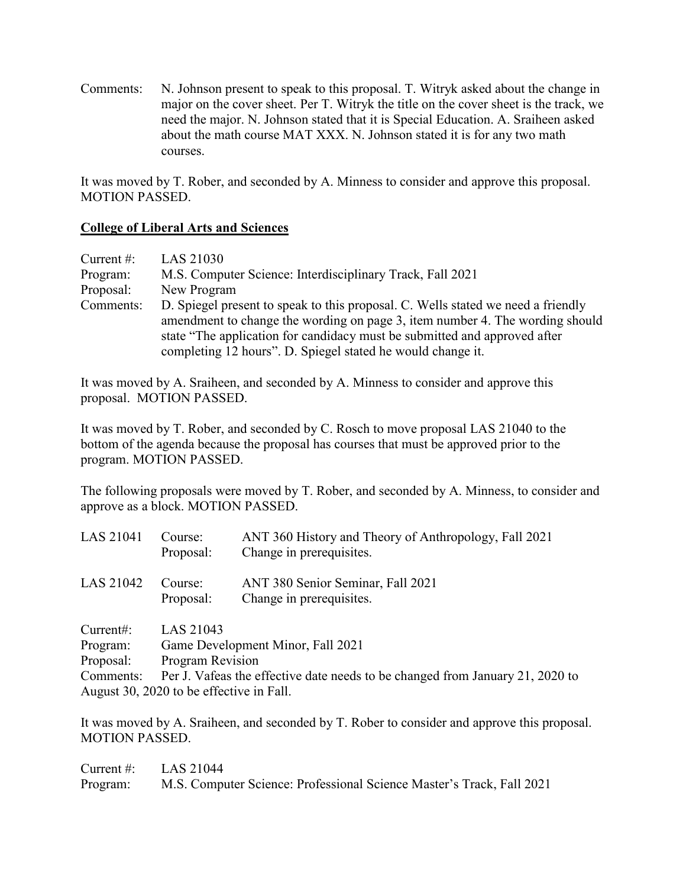Comments: N. Johnson present to speak to this proposal. T. Witryk asked about the change in major on the cover sheet. Per T. Witryk the title on the cover sheet is the track, we need the major. N. Johnson stated that it is Special Education. A. Sraiheen asked about the math course MAT XXX. N. Johnson stated it is for any two math courses.

It was moved by T. Rober, and seconded by A. Minness to consider and approve this proposal. MOTION PASSED.

## College of Liberal Arts and Sciences

Current #: LAS 21030
Program: M.S. Computer Science: Interdisciplinary Track, Fall 2021
Proposal: New Program
Comments: D. Spiegel present to speak to this proposal. C. Wells stated we need a friendly amendment to change the wording on page 3, item number 4. The wording should state "The application for candidacy must be submitted and approved after completing 12 hours". D. Spiegel stated he would change it.

It was moved by A. Sraiheen, and seconded by A. Minness to consider and approve this proposal. MOTION PASSED.

It was moved by T. Rober, and seconded by C. Rosch to move proposal LAS 21040 to the bottom of the agenda because the proposal has courses that must be approved prior to the program. MOTION PASSED.

The following proposals were moved by T. Rober, and seconded by A. Minness, to consider and approve as a block. MOTION PASSED.

| | | |
|---|---|---|
| LAS 21041 | Course:<br>Proposal: | ANT 360 History and Theory of Anthropology, Fall 2021<br>Change in prerequisites. |
| LAS 21042 | Course:<br>Proposal: | ANT 380 Senior Seminar, Fall 2021<br>Change in prerequisites. |

Current#: LAS 21043
Program: Game Development Minor, Fall 2021
Proposal: Program Revision
Comments: Per J. Vafeas the effective date needs to be changed from January 21, 2020 to August 30, 2020 to be effective in Fall.

It was moved by A. Sraiheen, and seconded by T. Rober to consider and approve this proposal. MOTION PASSED.

Current #: LAS 21044
Program: M.S. Computer Science: Professional Science Master's Track, Fall 2021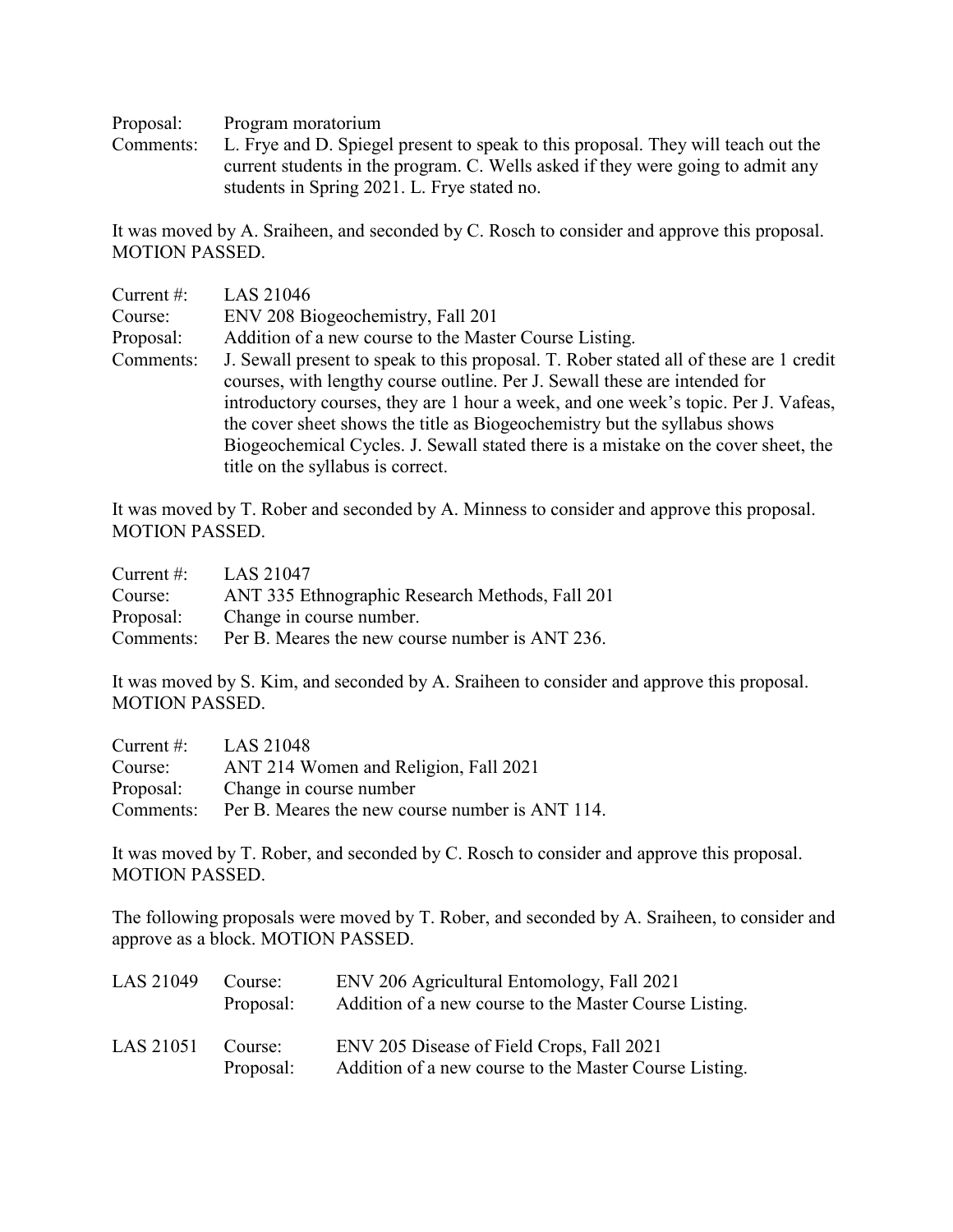Proposal: Program moratorium
Comments: L. Frye and D. Spiegel present to speak to this proposal. They will teach out the current students in the program. C. Wells asked if they were going to admit any students in Spring 2021. L. Frye stated no.

It was moved by A. Sraiheen, and seconded by C. Rosch to consider and approve this proposal. MOTION PASSED.

Current #: LAS 21046
Course: ENV 208 Biogeochemistry, Fall 201
Proposal: Addition of a new course to the Master Course Listing.
Comments: J. Sewall present to speak to this proposal. T. Rober stated all of these are 1 credit courses, with lengthy course outline. Per J. Sewall these are intended for introductory courses, they are 1 hour a week, and one week's topic. Per J. Vafeas, the cover sheet shows the title as Biogeochemistry but the syllabus shows Biogeochemical Cycles. J. Sewall stated there is a mistake on the cover sheet, the title on the syllabus is correct.

It was moved by T. Rober and seconded by A. Minness to consider and approve this proposal. MOTION PASSED.

Current #: LAS 21047
Course: ANT 335 Ethnographic Research Methods, Fall 201
Proposal: Change in course number.
Comments: Per B. Meares the new course number is ANT 236.

It was moved by S. Kim, and seconded by A. Sraiheen to consider and approve this proposal. MOTION PASSED.

Current #: LAS 21048
Course: ANT 214 Women and Religion, Fall 2021
Proposal: Change in course number
Comments: Per B. Meares the new course number is ANT 114.

It was moved by T. Rober, and seconded by C. Rosch to consider and approve this proposal. MOTION PASSED.

The following proposals were moved by T. Rober, and seconded by A. Sraiheen, to consider and approve as a block. MOTION PASSED.

LAS 21049 Course: ENV 206 Agricultural Entomology, Fall 2021
Proposal: Addition of a new course to the Master Course Listing.

LAS 21051 Course: ENV 205 Disease of Field Crops, Fall 2021
Proposal: Addition of a new course to the Master Course Listing.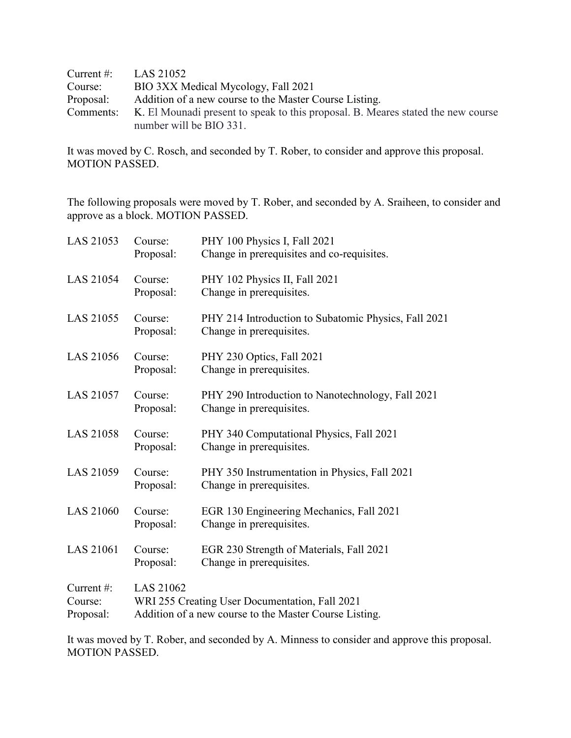Current #: LAS 21052
Course: BIO 3XX Medical Mycology, Fall 2021
Proposal: Addition of a new course to the Master Course Listing.
Comments: K. El Mounadi present to speak to this proposal. B. Meares stated the new course number will be BIO 331.

It was moved by C. Rosch, and seconded by T. Rober, to consider and approve this proposal. MOTION PASSED.

The following proposals were moved by T. Rober, and seconded by A. Sraiheen, to consider and approve as a block. MOTION PASSED.

LAS 21053
Course: PHY 100 Physics I, Fall 2021
Proposal: Change in prerequisites and co-requisites.

LAS 21054
Course: PHY 102 Physics II, Fall 2021
Proposal: Change in prerequisites.

LAS 21055
Course: PHY 214 Introduction to Subatomic Physics, Fall 2021
Proposal: Change in prerequisites.

LAS 21056
Course: PHY 230 Optics, Fall 2021
Proposal: Change in prerequisites.

LAS 21057
Course: PHY 290 Introduction to Nanotechnology, Fall 2021
Proposal: Change in prerequisites.

LAS 21058
Course: PHY 340 Computational Physics, Fall 2021
Proposal: Change in prerequisites.

LAS 21059
Course: PHY 350 Instrumentation in Physics, Fall 2021
Proposal: Change in prerequisites.

LAS 21060
Course: EGR 130 Engineering Mechanics, Fall 2021
Proposal: Change in prerequisites.

LAS 21061
Course: EGR 230 Strength of Materials, Fall 2021
Proposal: Change in prerequisites.

Current #: LAS 21062
Course: WRI 255 Creating User Documentation, Fall 2021
Proposal: Addition of a new course to the Master Course Listing.

It was moved by T. Rober, and seconded by A. Minness to consider and approve this proposal. MOTION PASSED.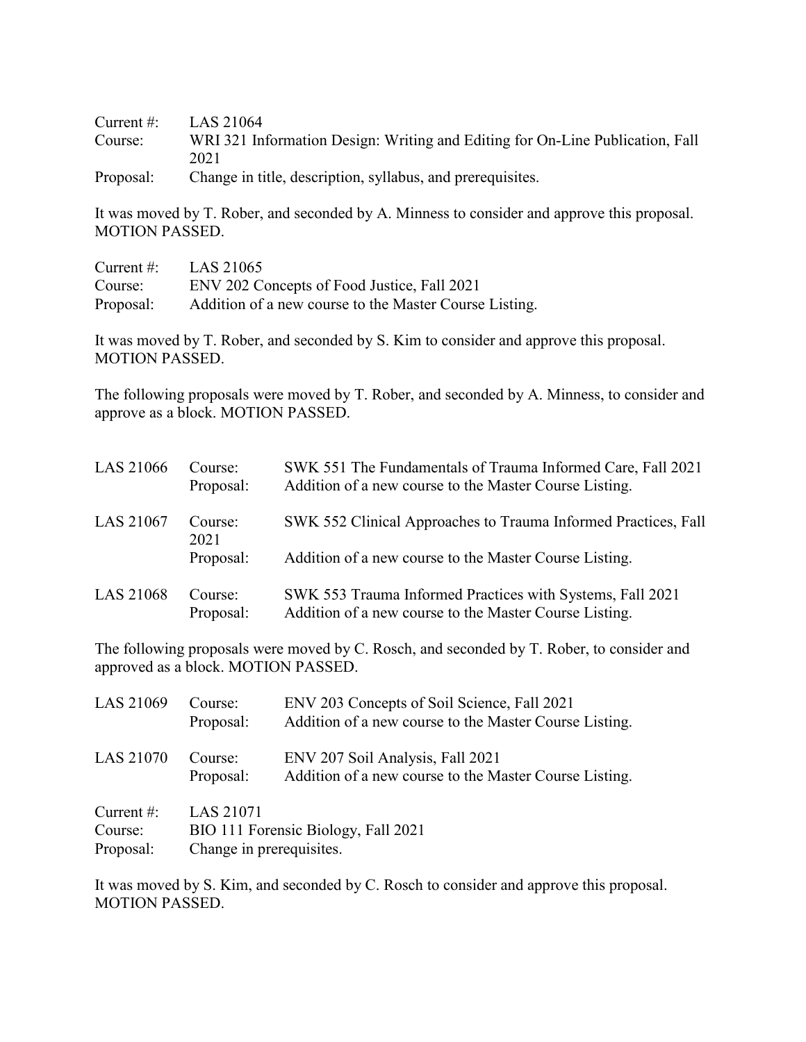Current #: LAS 21064
Course: WRI 321 Information Design: Writing and Editing for On-Line Publication, Fall 2021
Proposal: Change in title, description, syllabus, and prerequisites.

It was moved by T. Rober, and seconded by A. Minness to consider and approve this proposal. MOTION PASSED.

Current #: LAS 21065
Course: ENV 202 Concepts of Food Justice, Fall 2021
Proposal: Addition of a new course to the Master Course Listing.

It was moved by T. Rober, and seconded by S. Kim to consider and approve this proposal. MOTION PASSED.

The following proposals were moved by T. Rober, and seconded by A. Minness, to consider and approve as a block. MOTION PASSED.

LAS 21066 Course: SWK 551 The Fundamentals of Trauma Informed Care, Fall 2021
Proposal: Addition of a new course to the Master Course Listing.

LAS 21067 Course: SWK 552 Clinical Approaches to Trauma Informed Practices, Fall 2021
Proposal: Addition of a new course to the Master Course Listing.

LAS 21068 Course: SWK 553 Trauma Informed Practices with Systems, Fall 2021
Proposal: Addition of a new course to the Master Course Listing.

The following proposals were moved by C. Rosch, and seconded by T. Rober, to consider and approved as a block. MOTION PASSED.

LAS 21069 Course: ENV 203 Concepts of Soil Science, Fall 2021
Proposal: Addition of a new course to the Master Course Listing.

LAS 21070 Course: ENV 207 Soil Analysis, Fall 2021
Proposal: Addition of a new course to the Master Course Listing.

Current #: LAS 21071
Course: BIO 111 Forensic Biology, Fall 2021
Proposal: Change in prerequisites.

It was moved by S. Kim, and seconded by C. Rosch to consider and approve this proposal. MOTION PASSED.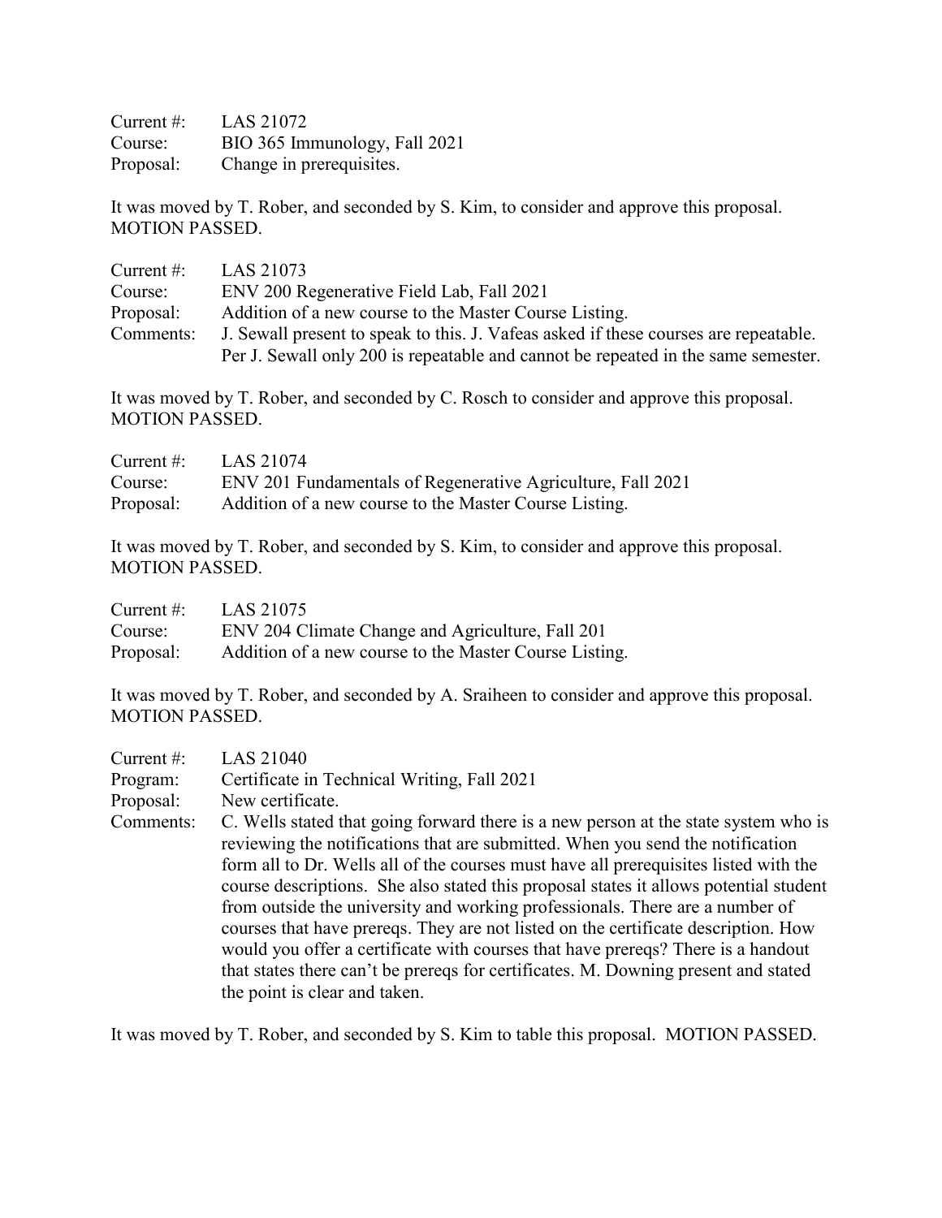Current #: LAS 21072
Course: BIO 365 Immunology, Fall 2021
Proposal: Change in prerequisites.

It was moved by T. Rober, and seconded by S. Kim, to consider and approve this proposal. MOTION PASSED.

Current #: LAS 21073
Course: ENV 200 Regenerative Field Lab, Fall 2021
Proposal: Addition of a new course to the Master Course Listing.
Comments: J. Sewall present to speak to this. J. Vafeas asked if these courses are repeatable. Per J. Sewall only 200 is repeatable and cannot be repeated in the same semester.

It was moved by T. Rober, and seconded by C. Rosch to consider and approve this proposal. MOTION PASSED.

Current #: LAS 21074
Course: ENV 201 Fundamentals of Regenerative Agriculture, Fall 2021
Proposal: Addition of a new course to the Master Course Listing.

It was moved by T. Rober, and seconded by S. Kim, to consider and approve this proposal. MOTION PASSED.

Current #: LAS 21075
Course: ENV 204 Climate Change and Agriculture, Fall 201
Proposal: Addition of a new course to the Master Course Listing.

It was moved by T. Rober, and seconded by A. Sraiheen to consider and approve this proposal. MOTION PASSED.

Current #: LAS 21040
Program: Certificate in Technical Writing, Fall 2021
Proposal: New certificate.
Comments: C. Wells stated that going forward there is a new person at the state system who is reviewing the notifications that are submitted. When you send the notification form all to Dr. Wells all of the courses must have all prerequisites listed with the course descriptions. She also stated this proposal states it allows potential student from outside the university and working professionals. There are a number of courses that have prereqs. They are not listed on the certificate description. How would you offer a certificate with courses that have prereqs? There is a handout that states there can't be prereqs for certificates. M. Downing present and stated the point is clear and taken.

It was moved by T. Rober, and seconded by S. Kim to table this proposal. MOTION PASSED.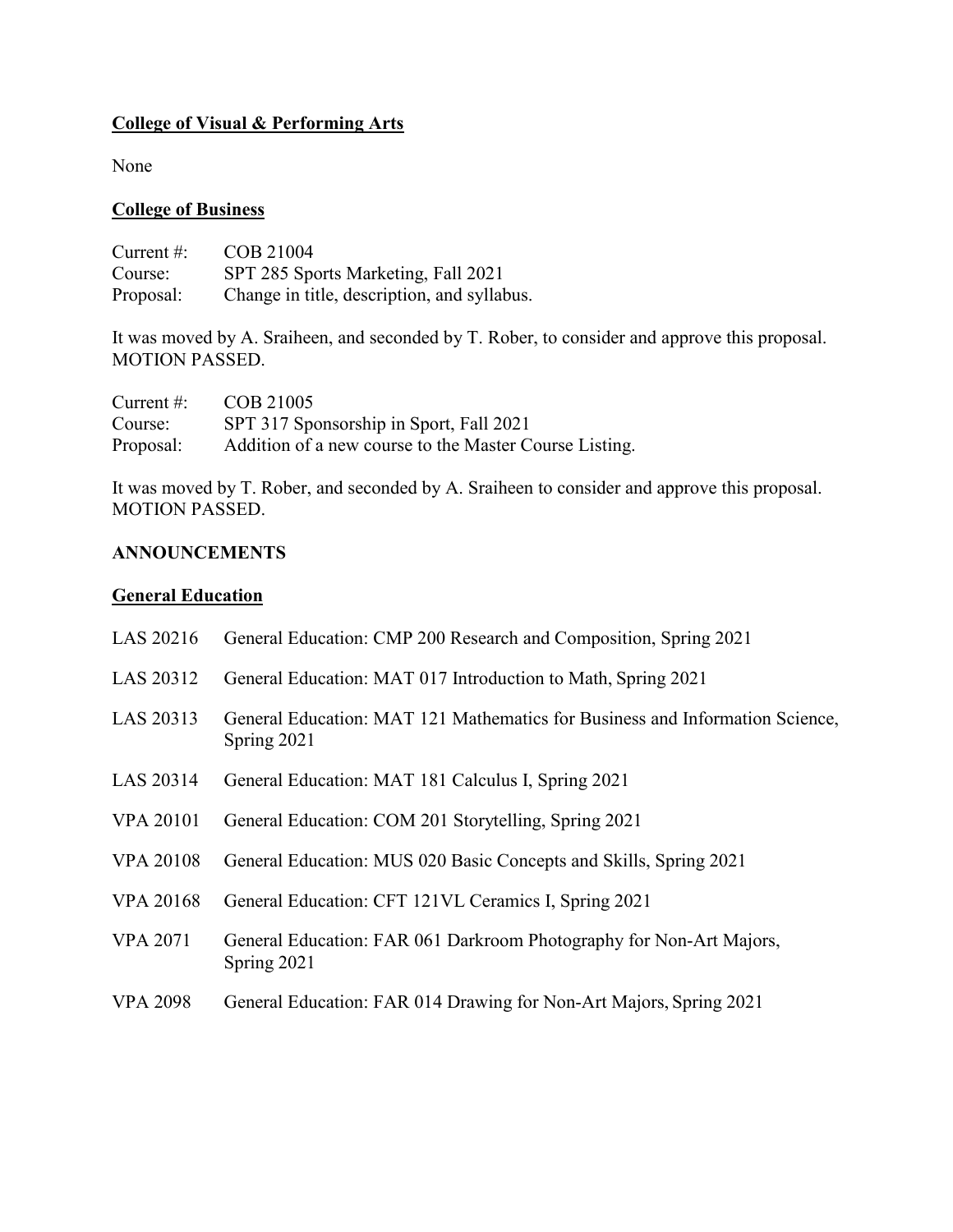**College of Visual & Performing Arts**

None

**College of Business**

Current #: COB 21004
Course: SPT 285 Sports Marketing, Fall 2021
Proposal: Change in title, description, and syllabus.

It was moved by A. Sraiheen, and seconded by T. Rober, to consider and approve this proposal. MOTION PASSED.

Current #: COB 21005
Course: SPT 317 Sponsorship in Sport, Fall 2021
Proposal: Addition of a new course to the Master Course Listing.

It was moved by T. Rober, and seconded by A. Sraiheen to consider and approve this proposal. MOTION PASSED.

**ANNOUNCEMENTS**

**General Education**

LAS 20216 General Education: CMP 200 Research and Composition, Spring 2021

LAS 20312 General Education: MAT 017 Introduction to Math, Spring 2021

LAS 20313 General Education: MAT 121 Mathematics for Business and Information Science, Spring 2021

LAS 20314 General Education: MAT 181 Calculus I, Spring 2021

VPA 20101 General Education: COM 201 Storytelling, Spring 2021

VPA 20108 General Education: MUS 020 Basic Concepts and Skills, Spring 2021

VPA 20168 General Education: CFT 121VL Ceramics I, Spring 2021

VPA 2071 General Education: FAR 061 Darkroom Photography for Non-Art Majors, Spring 2021

VPA 2098 General Education: FAR 014 Drawing for Non-Art Majors, Spring 2021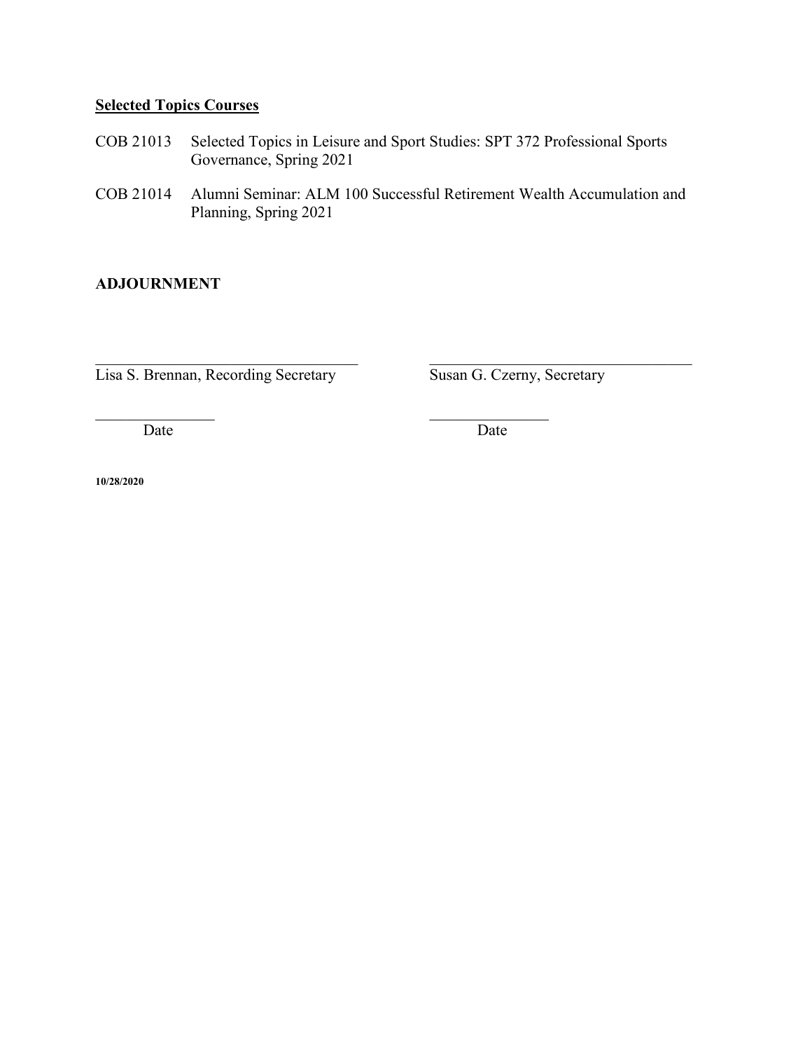**Selected Topics Courses**

COB 21013 Selected Topics in Leisure and Sport Studies: SPT 372 Professional Sports Governance, Spring 2021

COB 21014 Alumni Seminar: ALM 100 Successful Retirement Wealth Accumulation and Planning, Spring 2021

**ADJOURNMENT**

\_\_\_\_\_\_\_\_\_\_\_\_\_\_\_\_\_\_\_\_\_\_\_\_\_\_\_\_\_\_\_\_\_\_
Lisa S. Brennan, Recording Secretary

\_\_\_\_\_\_\_\_\_\_\_\_\_\_\_\_
Date

\_\_\_\_\_\_\_\_\_\_\_\_\_\_\_\_\_\_\_\_\_\_\_\_\_\_\_\_\_\_\_\_\_\_
Susan G. Czerny, Secretary

\_\_\_\_\_\_\_\_\_\_\_\_\_\_\_\_
Date

**10/28/2020**